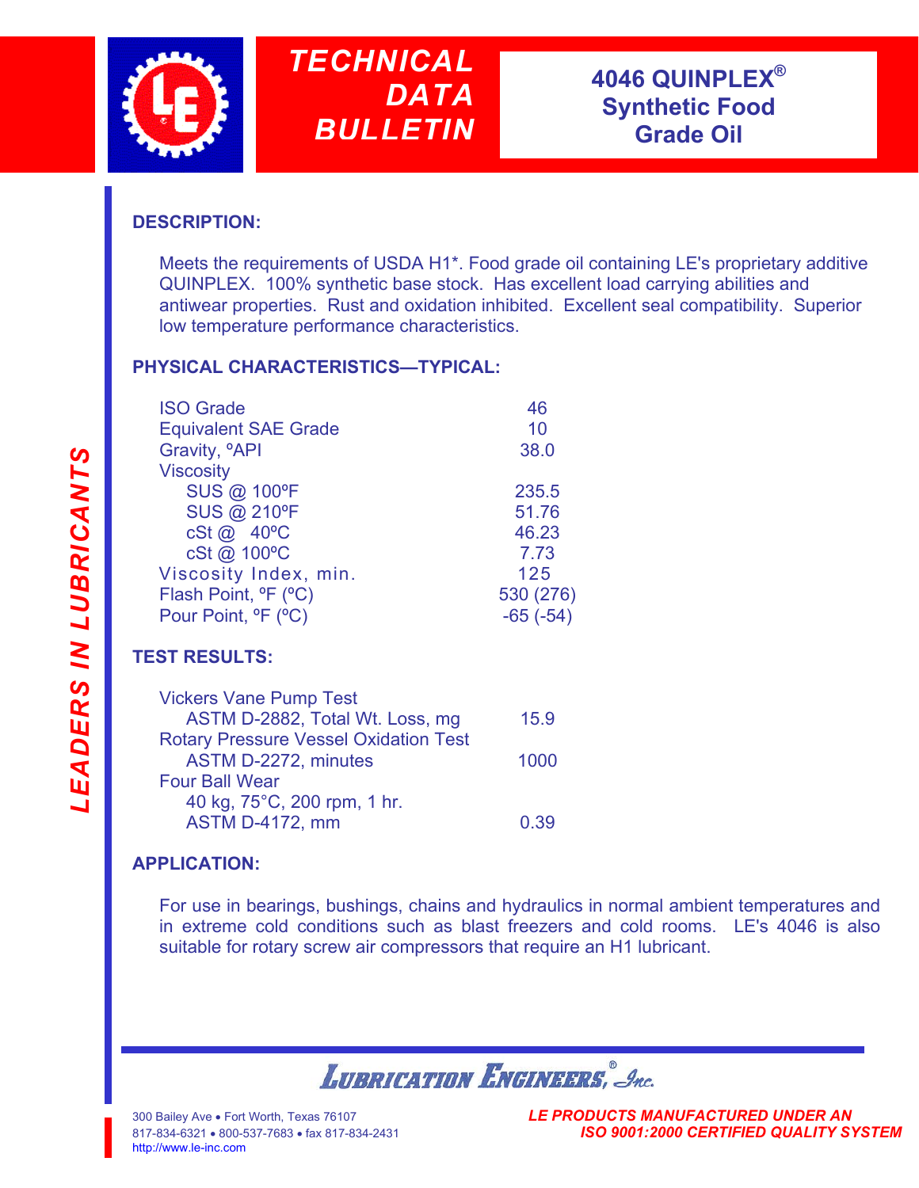# TECHNICAL DATA BULLETIN

## 4046 QUINPLEX® Synthetic Food Grade Oil

*LEADERS IN LUBRICANTS*

### DESCRIPTION:

Meets the requirements of USDA H1*. Food grade oil containing LE's proprietary additive QUINPLEX. 100% synthetic base stock. Has excellent load carrying abilities and antiwear properties. Rust and oxidation inhibited. Excellent seal compatibility. Superior low temperature performance characteristics.

### PHYSICAL CHARACTERISTICS—TYPICAL:

| Property | Value |
|---|---|
| ISO Grade | 46 |
| Equivalent SAE Grade | 10 |
| Gravity, ºAPI | 38.0 |
| Viscosity | |
| SUS @ 100ºF | 235.5 |
| SUS @ 210ºF | 51.76 |
| cSt @ 40ºC | 46.23 |
| cSt @ 100ºC | 7.73 |
| Viscosity Index, min. | 125 |
| Flash Point, ºF (ºC) | 530 (276) |
| Pour Point, ºF (ºC) | -65 (-54) |

### TEST RESULTS:

| Test | Result |
|---|---|
| Vickers Vane Pump Test | |
| ASTM D-2882, Total Wt. Loss, mg | 15.9 |
| Rotary Pressure Vessel Oxidation Test | |
| ASTM D-2272, minutes | 1000 |
| Four Ball Wear | |
| 40 kg, 75°C, 200 rpm, 1 hr. | |
| ASTM D-4172, mm | 0.39 |

### APPLICATION:

For use in bearings, bushings, chains and hydraulics in normal ambient temperatures and in extreme cold conditions such as blast freezers and cold rooms. LE's 4046 is also suitable for rotary screw air compressors that require an H1 lubricant.

**LUBRICATION ENGINEERS®, Inc.**

300 Bailey Ave • Fort Worth, Texas 76107
817-834-6321 • 800-537-7683 • fax 817-834-2431
http://www.le-inc.com

*LE PRODUCTS MANUFACTURED UNDER AN ISO 9001:2000 CERTIFIED QUALITY SYSTEM*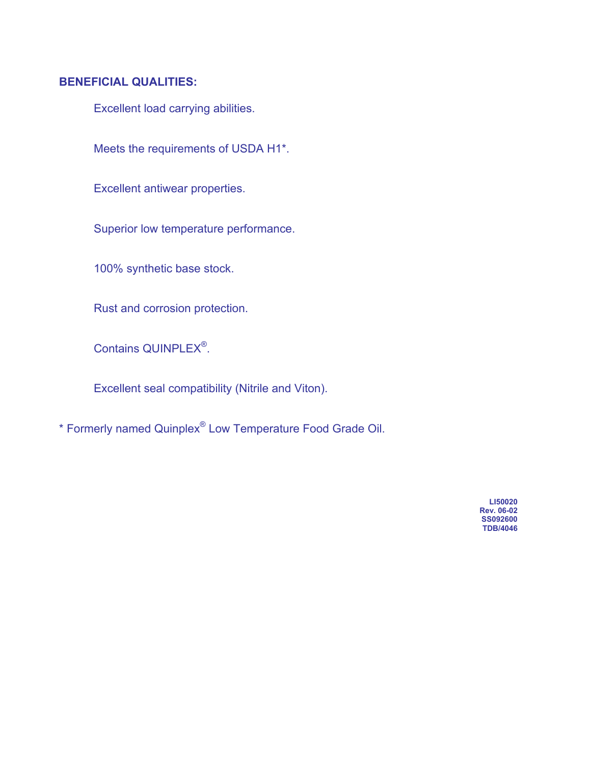**BENEFICIAL QUALITIES:**

Excellent load carrying abilities.

Meets the requirements of USDA H1*.

Excellent antiwear properties.

Superior low temperature performance.

100% synthetic base stock.

Rust and corrosion protection.

Contains QUINPLEX®.

Excellent seal compatibility (Nitrile and Viton).

* Formerly named Quinplex® Low Temperature Food Grade Oil.

**LI50020**
**Rev. 06-02**
**SS092600**
**TDB/4046**